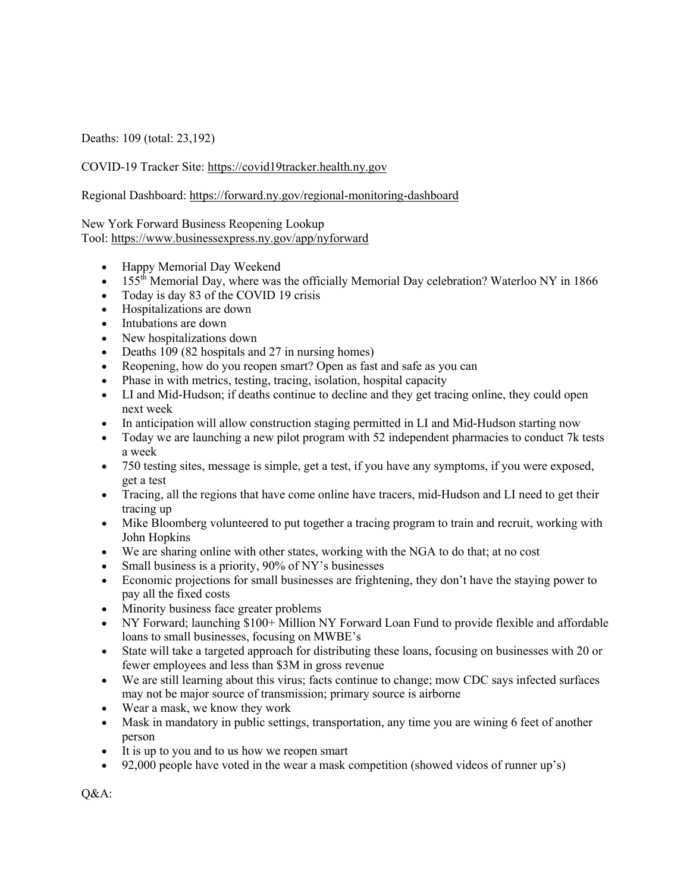Deaths: 109 (total: 23,192)

COVID-19 Tracker Site: https://covid19tracker.health.ny.gov

Regional Dashboard: https://forward.ny.gov/regional-monitoring-dashboard

New York Forward Business Reopening Lookup
Tool: https://www.businessexpress.ny.gov/app/nyforward

- Happy Memorial Day Weekend
- 155th Memorial Day, where was the officially Memorial Day celebration? Waterloo NY in 1866
- Today is day 83 of the COVID 19 crisis
- Hospitalizations are down
- Intubations are down
- New hospitalizations down
- Deaths 109 (82 hospitals and 27 in nursing homes)
- Reopening, how do you reopen smart? Open as fast and safe as you can
- Phase in with metrics, testing, tracing, isolation, hospital capacity
- LI and Mid-Hudson; if deaths continue to decline and they get tracing online, they could open next week
- In anticipation will allow construction staging permitted in LI and Mid-Hudson starting now
- Today we are launching a new pilot program with 52 independent pharmacies to conduct 7k tests a week
- 750 testing sites, message is simple, get a test, if you have any symptoms, if you were exposed, get a test
- Tracing, all the regions that have come online have tracers, mid-Hudson and LI need to get their tracing up
- Mike Bloomberg volunteered to put together a tracing program to train and recruit, working with John Hopkins
- We are sharing online with other states, working with the NGA to do that; at no cost
- Small business is a priority, 90% of NY's businesses
- Economic projections for small businesses are frightening, they don't have the staying power to pay all the fixed costs
- Minority business face greater problems
- NY Forward; launching $100+ Million NY Forward Loan Fund to provide flexible and affordable loans to small businesses, focusing on MWBE's
- State will take a targeted approach for distributing these loans, focusing on businesses with 20 or fewer employees and less than $3M in gross revenue
- We are still learning about this virus; facts continue to change; mow CDC says infected surfaces may not be major source of transmission; primary source is airborne
- Wear a mask, we know they work
- Mask in mandatory in public settings, transportation, any time you are wining 6 feet of another person
- It is up to you and to us how we reopen smart
- 92,000 people have voted in the wear a mask competition (showed videos of runner up's)

Q&A: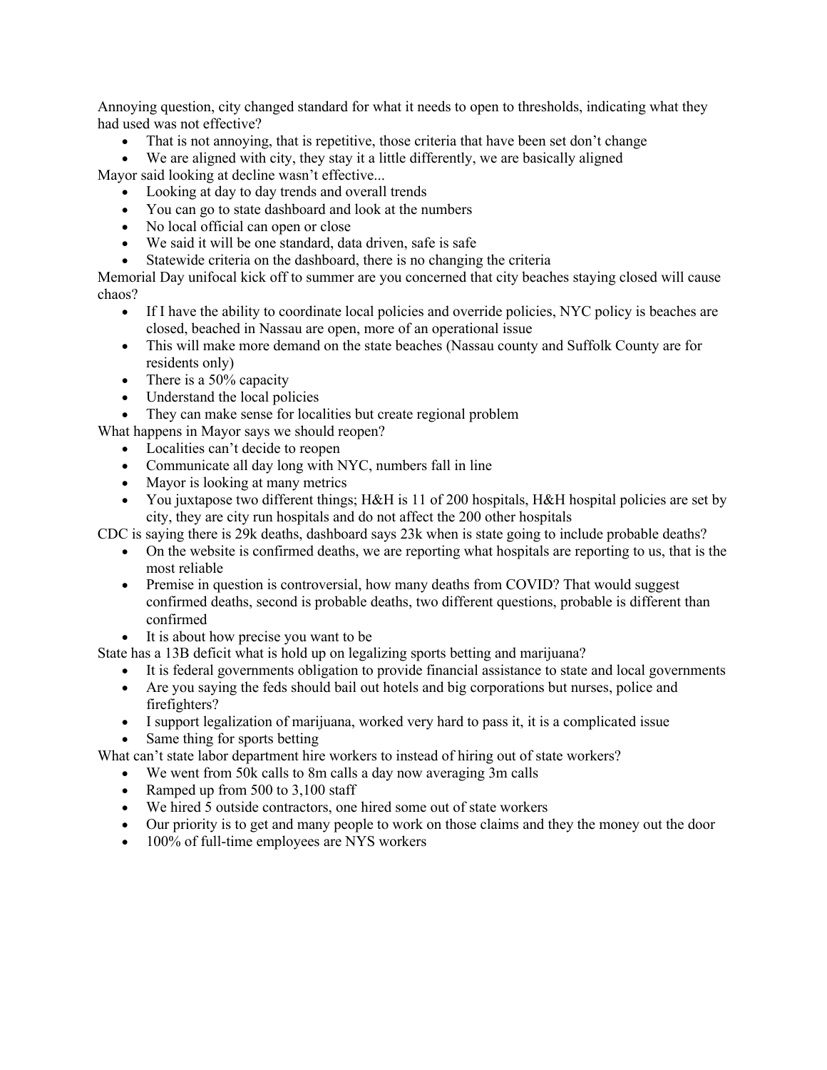Annoying question, city changed standard for what it needs to open to thresholds, indicating what they had used was not effective?

- That is not annoying, that is repetitive, those criteria that have been set don't change
- We are aligned with city, they stay it a little differently, we are basically aligned

Mayor said looking at decline wasn't effective...

- Looking at day to day trends and overall trends
- You can go to state dashboard and look at the numbers
- No local official can open or close
- We said it will be one standard, data driven, safe is safe
- Statewide criteria on the dashboard, there is no changing the criteria

Memorial Day unifocal kick off to summer are you concerned that city beaches staying closed will cause chaos?

- If I have the ability to coordinate local policies and override policies, NYC policy is beaches are closed, beached in Nassau are open, more of an operational issue
- This will make more demand on the state beaches (Nassau county and Suffolk County are for residents only)
- There is a 50% capacity
- Understand the local policies
- They can make sense for localities but create regional problem

What happens in Mayor says we should reopen?

- Localities can't decide to reopen
- Communicate all day long with NYC, numbers fall in line
- Mayor is looking at many metrics
- You juxtapose two different things; H&H is 11 of 200 hospitals, H&H hospital policies are set by city, they are city run hospitals and do not affect the 200 other hospitals

CDC is saying there is 29k deaths, dashboard says 23k when is state going to include probable deaths?

- On the website is confirmed deaths, we are reporting what hospitals are reporting to us, that is the most reliable
- Premise in question is controversial, how many deaths from COVID? That would suggest confirmed deaths, second is probable deaths, two different questions, probable is different than confirmed
- It is about how precise you want to be

State has a 13B deficit what is hold up on legalizing sports betting and marijuana?

- It is federal governments obligation to provide financial assistance to state and local governments
- Are you saying the feds should bail out hotels and big corporations but nurses, police and firefighters?
- I support legalization of marijuana, worked very hard to pass it, it is a complicated issue
- Same thing for sports betting

What can't state labor department hire workers to instead of hiring out of state workers?

- We went from 50k calls to 8m calls a day now averaging 3m calls
- Ramped up from 500 to 3,100 staff
- We hired 5 outside contractors, one hired some out of state workers
- Our priority is to get and many people to work on those claims and they the money out the door
- 100% of full-time employees are NYS workers